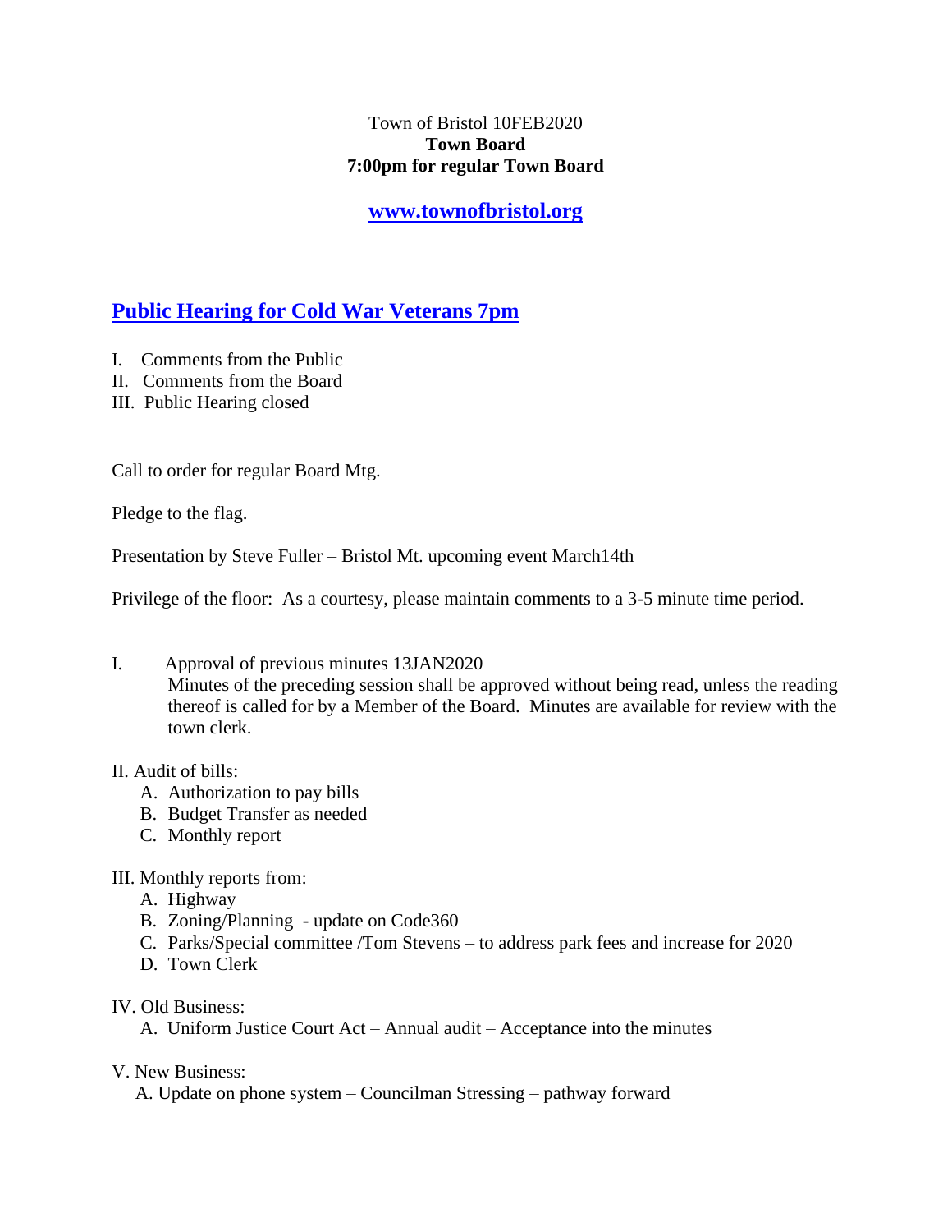Town of Bristol 10FEB2020
**Town Board**
**7:00pm for regular Town Board**

**[www.townofbristol.org](www.townofbristol.org)**

## Public Hearing for Cold War Veterans 7pm

I. Comments from the Public
II. Comments from the Board
III. Public Hearing closed

Call to order for regular Board Mtg.

Pledge to the flag.

Presentation by Steve Fuller – Bristol Mt. upcoming event March14th

Privilege of the floor: As a courtesy, please maintain comments to a 3-5 minute time period.

I. Approval of previous minutes 13JAN2020
Minutes of the preceding session shall be approved without being read, unless the reading thereof is called for by a Member of the Board. Minutes are available for review with the town clerk.

II. Audit of bills:
  A. Authorization to pay bills
  B. Budget Transfer as needed
  C. Monthly report

III. Monthly reports from:
  A. Highway
  B. Zoning/Planning - update on Code360
  C. Parks/Special committee /Tom Stevens – to address park fees and increase for 2020
  D. Town Clerk

IV. Old Business:
  A. Uniform Justice Court Act – Annual audit – Acceptance into the minutes

V. New Business:
  A. Update on phone system – Councilman Stressing – pathway forward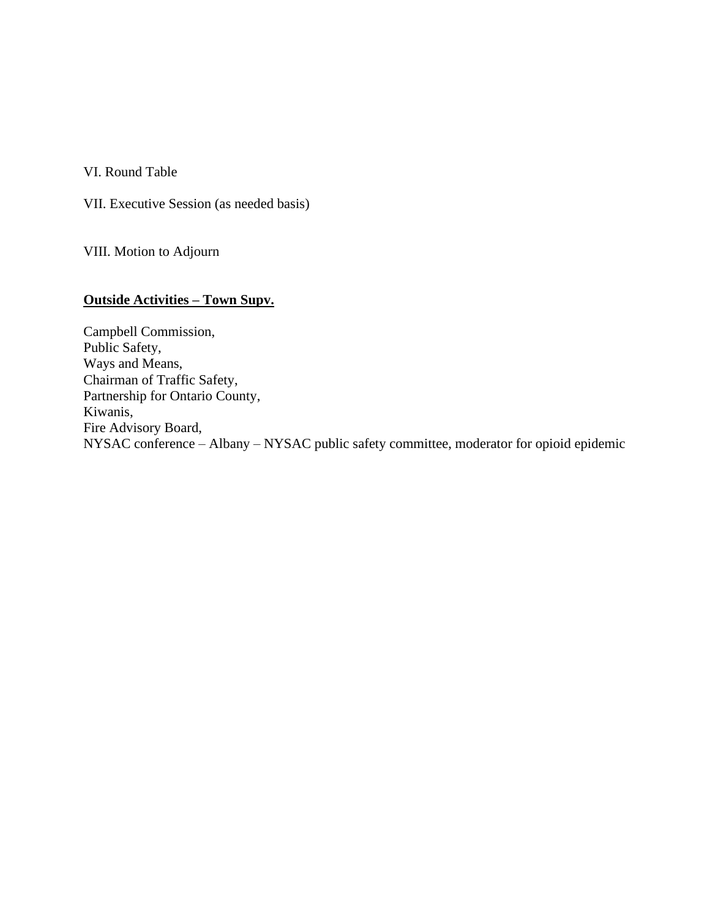VI. Round Table

VII. Executive Session (as needed basis)

VIII. Motion to Adjourn

**<u>Outside Activities – Town Supv.</u>**

Campbell Commission,
Public Safety,
Ways and Means,
Chairman of Traffic Safety,
Partnership for Ontario County,
Kiwanis,
Fire Advisory Board,
NYSAC conference – Albany – NYSAC public safety committee, moderator for opioid epidemic